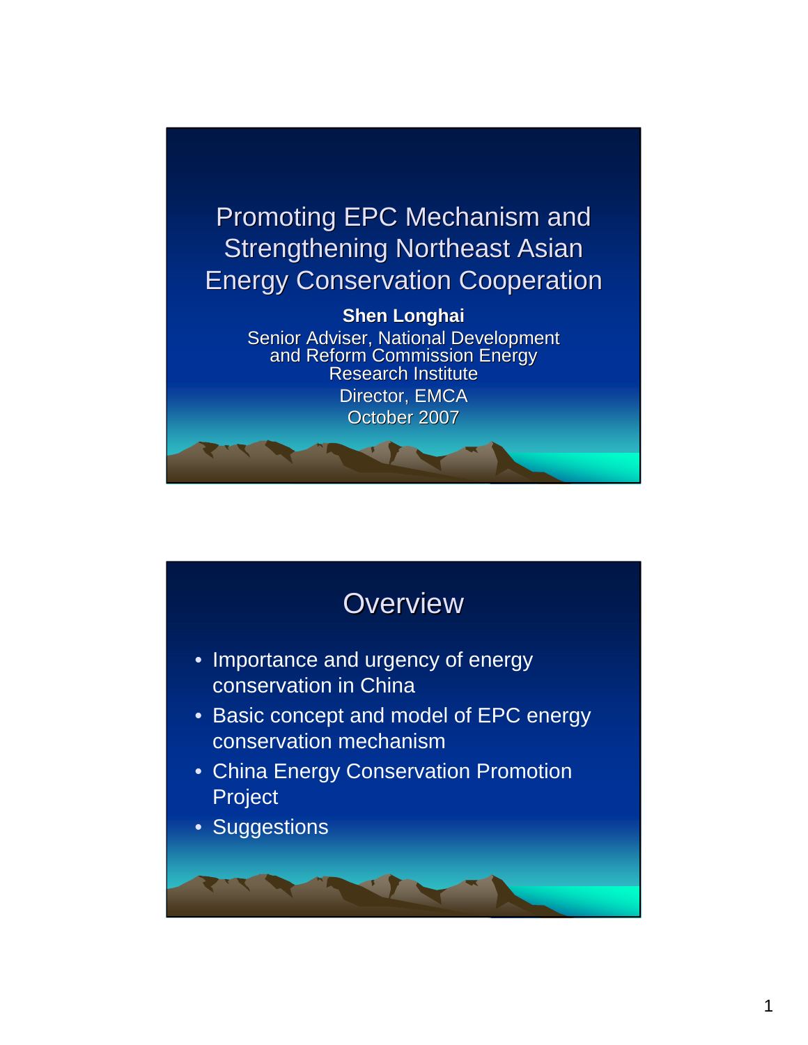# Promoting EPC Mechanism and Strengthening Northeast Asian Energy Conservation Cooperation

**Shen Longhai**

Senior Adviser, National Development and Reform Commission Energy Research Institute

Director, EMCA

October 2007

## Overview

- Importance and urgency of energy conservation in China
- Basic concept and model of EPC energy conservation mechanism
- China Energy Conservation Promotion Project
- Suggestions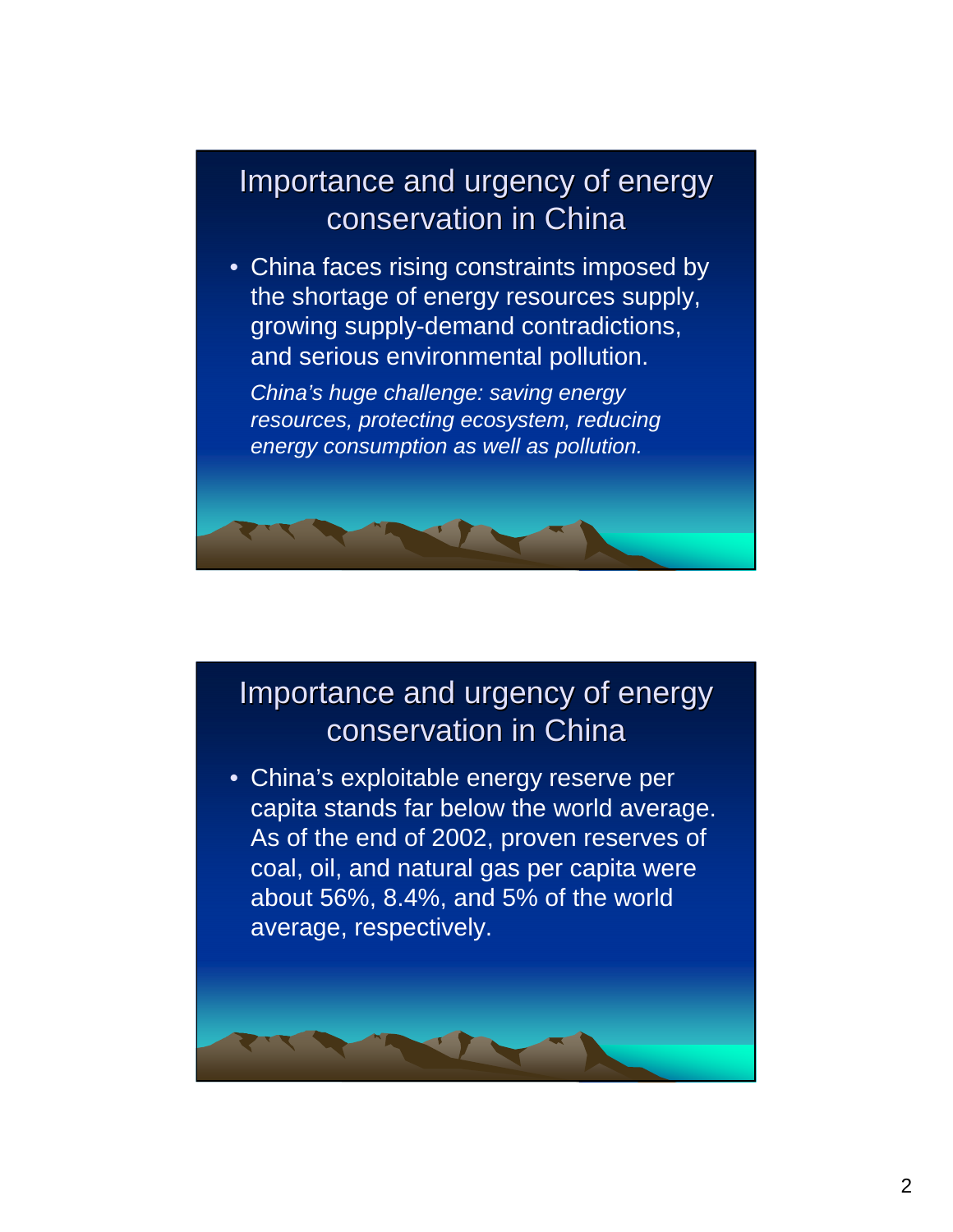## Importance and urgency of energy conservation in China

- China faces rising constraints imposed by the shortage of energy resources supply, growing supply-demand contradictions, and serious environmental pollution.

  *China's huge challenge: saving energy resources, protecting ecosystem, reducing energy consumption as well as pollution.*

## Importance and urgency of energy conservation in China

- China's exploitable energy reserve per capita stands far below the world average. As of the end of 2002, proven reserves of coal, oil, and natural gas per capita were about 56%, 8.4%, and 5% of the world average, respectively.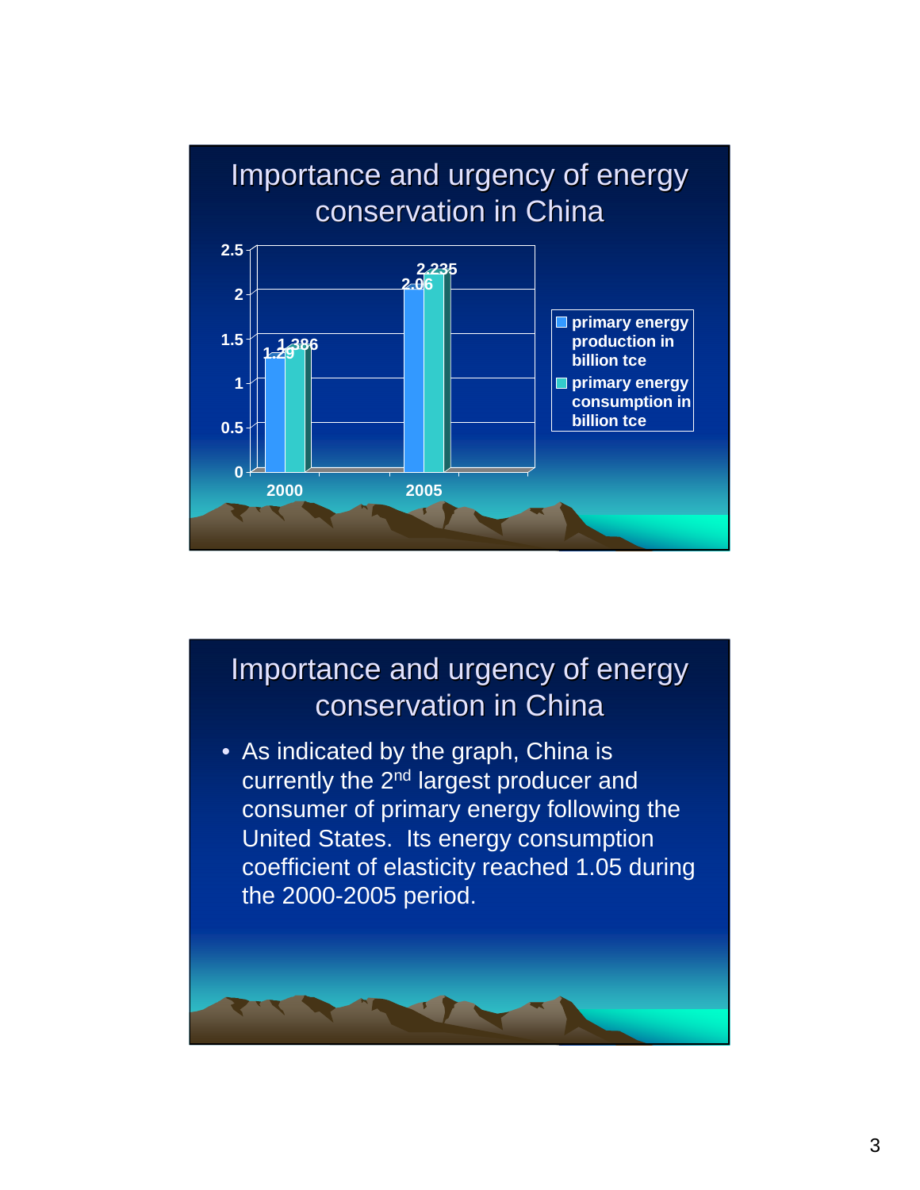# Importance and urgency of energy conservation in China

2.5
2
1.5
1
0.5
0

1.29
1.386
2.06
2.235

2000
2005

primary energy production in billion tce
primary energy consumption in billion tce

# Importance and urgency of energy conservation in China

- As indicated by the graph, China is currently the 2nd largest producer and consumer of primary energy following the United States. Its energy consumption coefficient of elasticity reached 1.05 during the 2000-2005 period.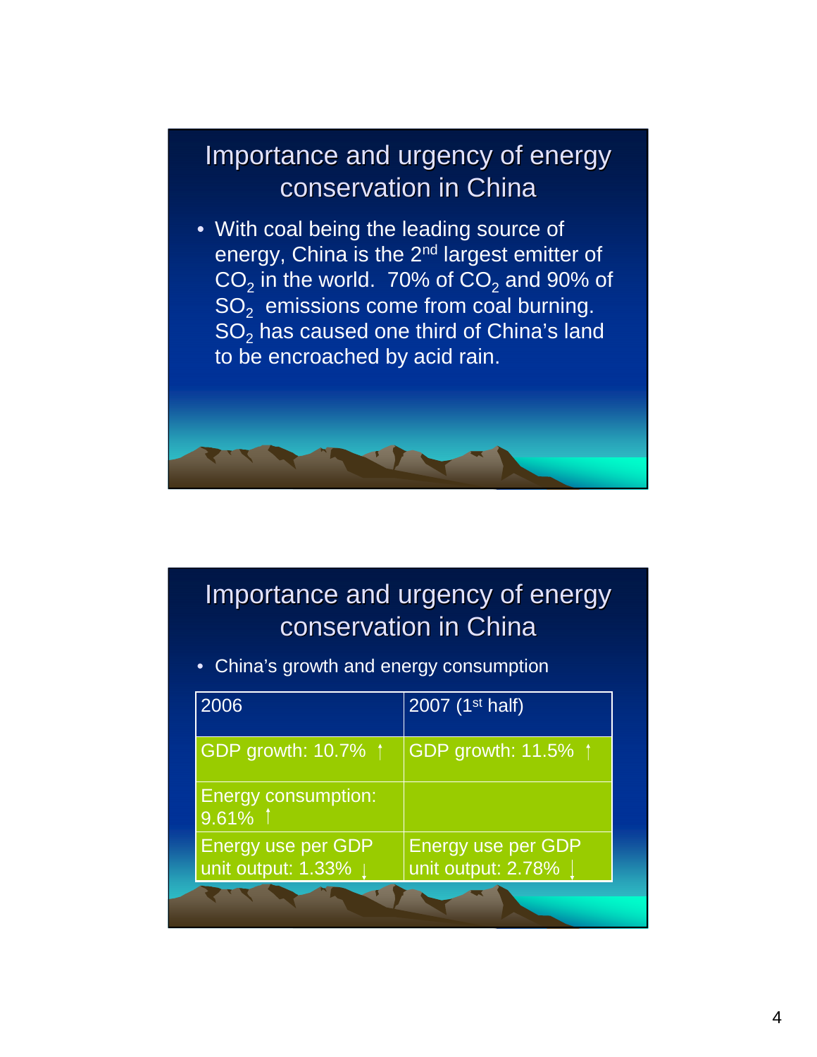## Importance and urgency of energy conservation in China

- With coal being the leading source of energy, China is the 2nd largest emitter of $CO_2$ in the world. 70% of $CO_2$ and 90% of $SO_2$ emissions come from coal burning. $SO_2$ has caused one third of China's land to be encroached by acid rain.

## Importance and urgency of energy conservation in China

- China's growth and energy consumption

| 2006 | 2007 (1st half) |
| --- | --- |
| GDP growth: 10.7% ↑ | GDP growth: 11.5% ↑ |
| Energy consumption: 9.61% ↑ | |
| Energy use per GDP unit output: 1.33% ↓ | Energy use per GDP unit output: 2.78% ↓ |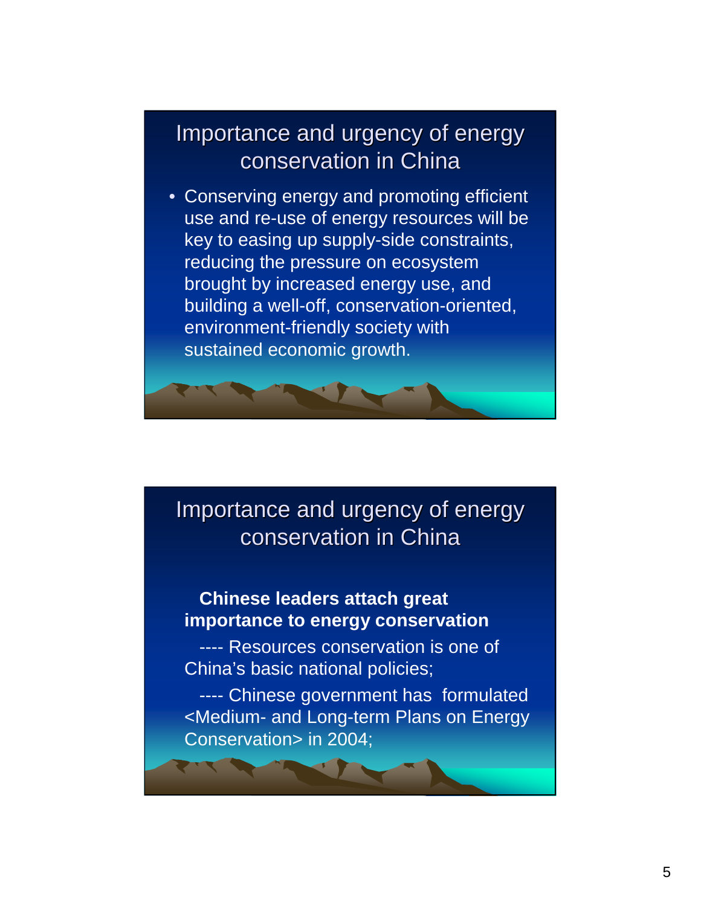## Importance and urgency of energy conservation in China

- Conserving energy and promoting efficient use and re-use of energy resources will be key to easing up supply-side constraints, reducing the pressure on ecosystem brought by increased energy use, and building a well-off, conservation-oriented, environment-friendly society with sustained economic growth.

## Importance and urgency of energy conservation in China

**Chinese leaders attach great importance to energy conservation**

---- Resources conservation is one of China's basic national policies;

---- Chinese government has formulated <Medium- and Long-term Plans on Energy Conservation> in 2004;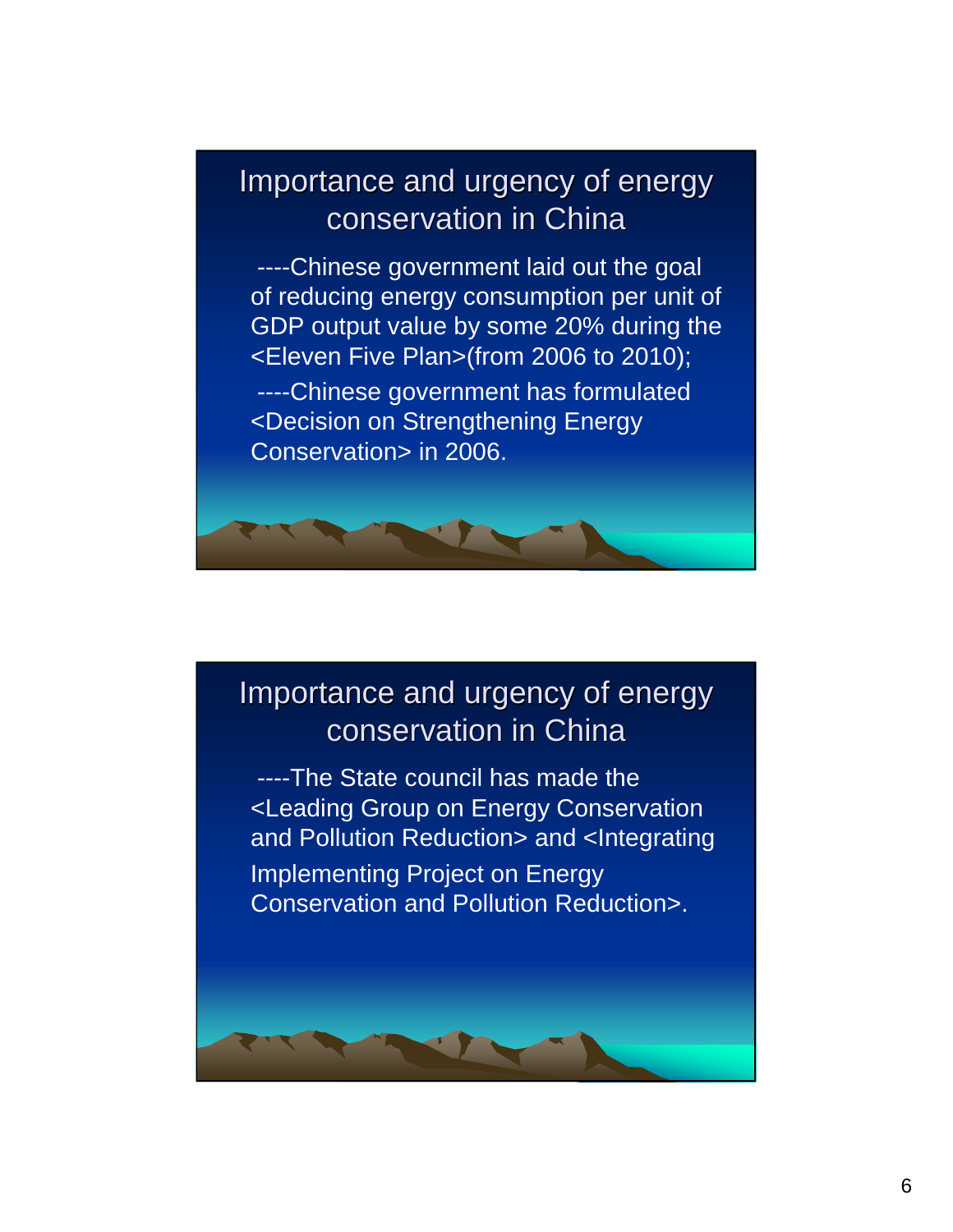## Importance and urgency of energy conservation in China

----Chinese government laid out the goal of reducing energy consumption per unit of GDP output value by some 20% during the <Eleven Five Plan>(from 2006 to 2010);

----Chinese government has formulated <Decision on Strengthening Energy Conservation> in 2006.

## Importance and urgency of energy conservation in China

----The State council has made the <Leading Group on Energy Conservation and Pollution Reduction> and <Integrating Implementing Project on Energy Conservation and Pollution Reduction>.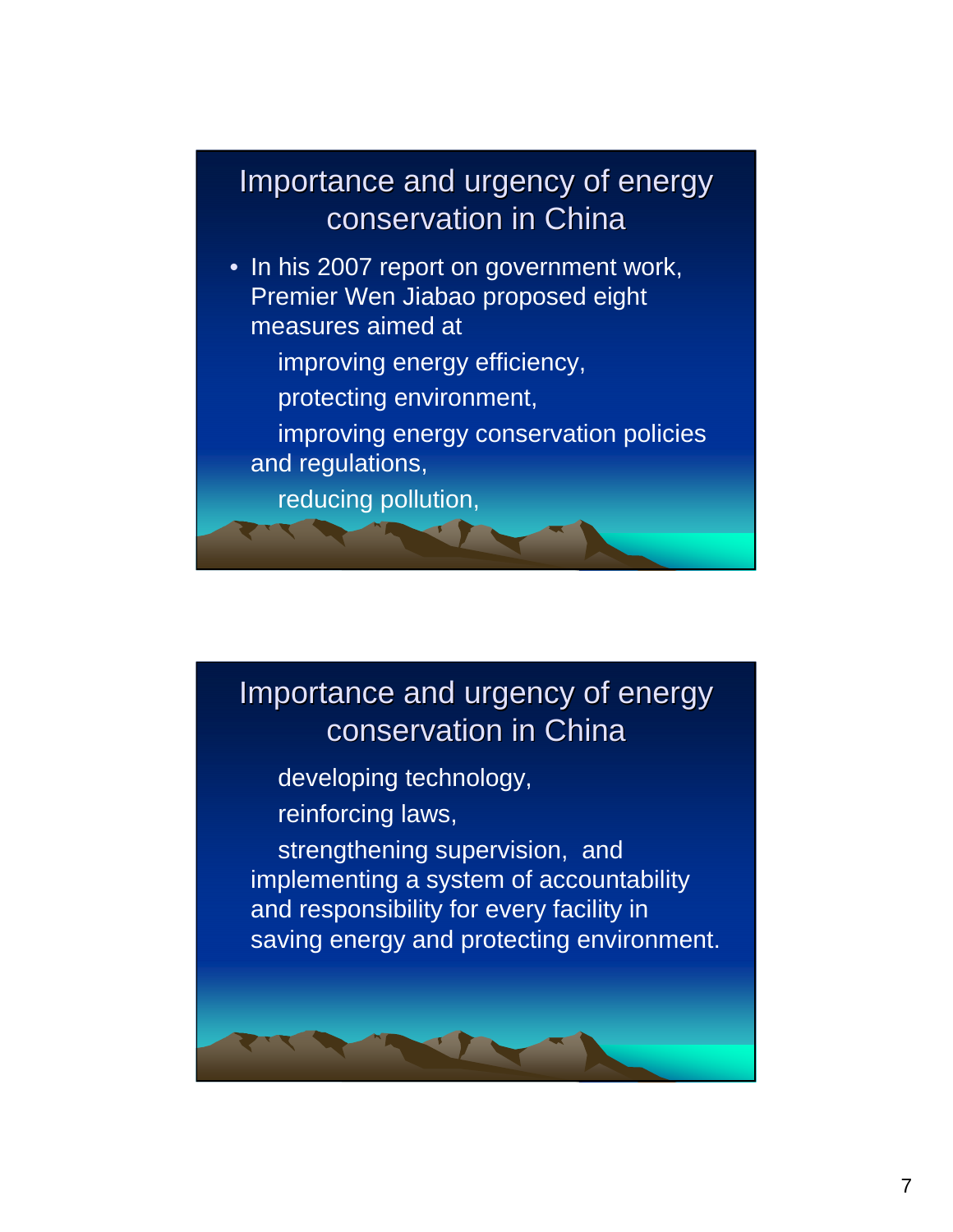## Importance and urgency of energy conservation in China

- In his 2007 report on government work, Premier Wen Jiabao proposed eight measures aimed at

  improving energy efficiency,

  protecting environment,

  improving energy conservation policies and regulations,

  reducing pollution,

## Importance and urgency of energy conservation in China

  developing technology,

  reinforcing laws,

  strengthening supervision, and implementing a system of accountability and responsibility for every facility in saving energy and protecting environment.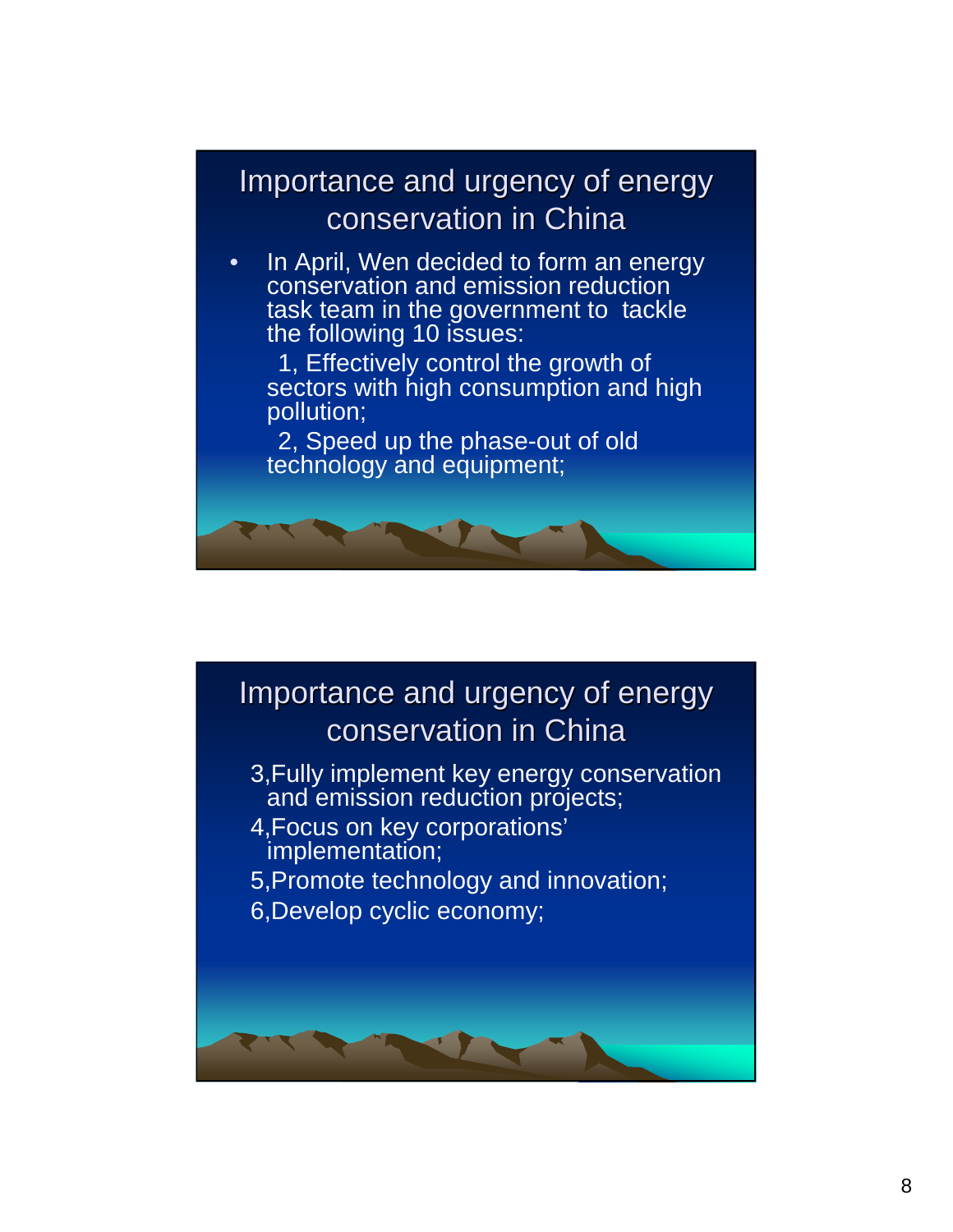## Importance and urgency of energy conservation in China

- In April, Wen decided to form an energy conservation and emission reduction task team in the government to tackle the following 10 issues:

  1, Effectively control the growth of sectors with high consumption and high pollution;

  2, Speed up the phase-out of old technology and equipment;

## Importance and urgency of energy conservation in China

3,Fully implement key energy conservation and emission reduction projects;

4,Focus on key corporations' implementation;

5,Promote technology and innovation;

6,Develop cyclic economy;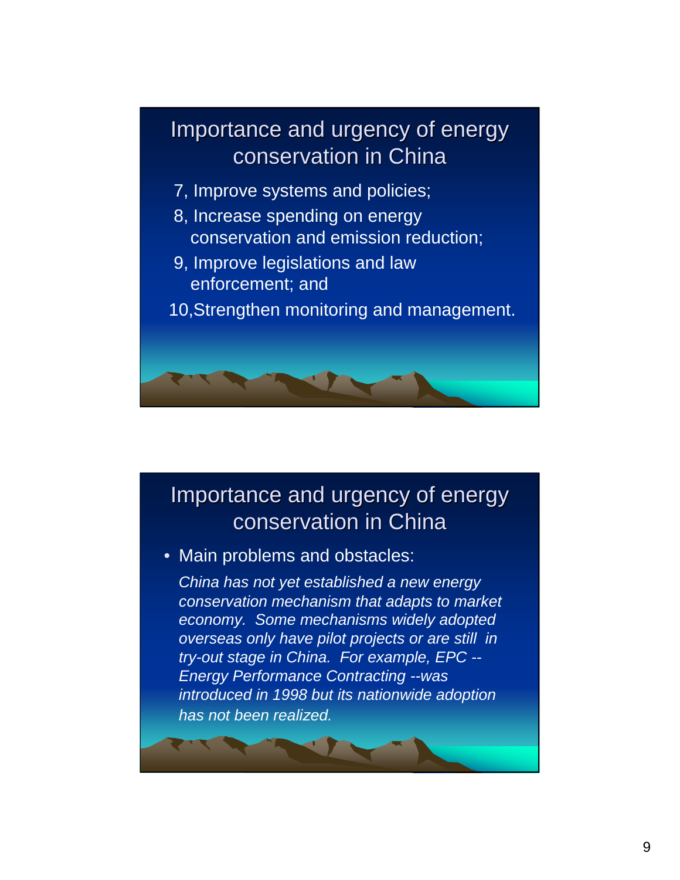## Importance and urgency of energy conservation in China

7, Improve systems and policies;

8, Increase spending on energy conservation and emission reduction;

9, Improve legislations and law enforcement; and

10,Strengthen monitoring and management.

## Importance and urgency of energy conservation in China

- Main problems and obstacles:

  *China has not yet established a new energy conservation mechanism that adapts to market economy. Some mechanisms widely adopted overseas only have pilot projects or are still in try-out stage in China. For example, EPC -- Energy Performance Contracting --was introduced in 1998 but its nationwide adoption has not been realized.*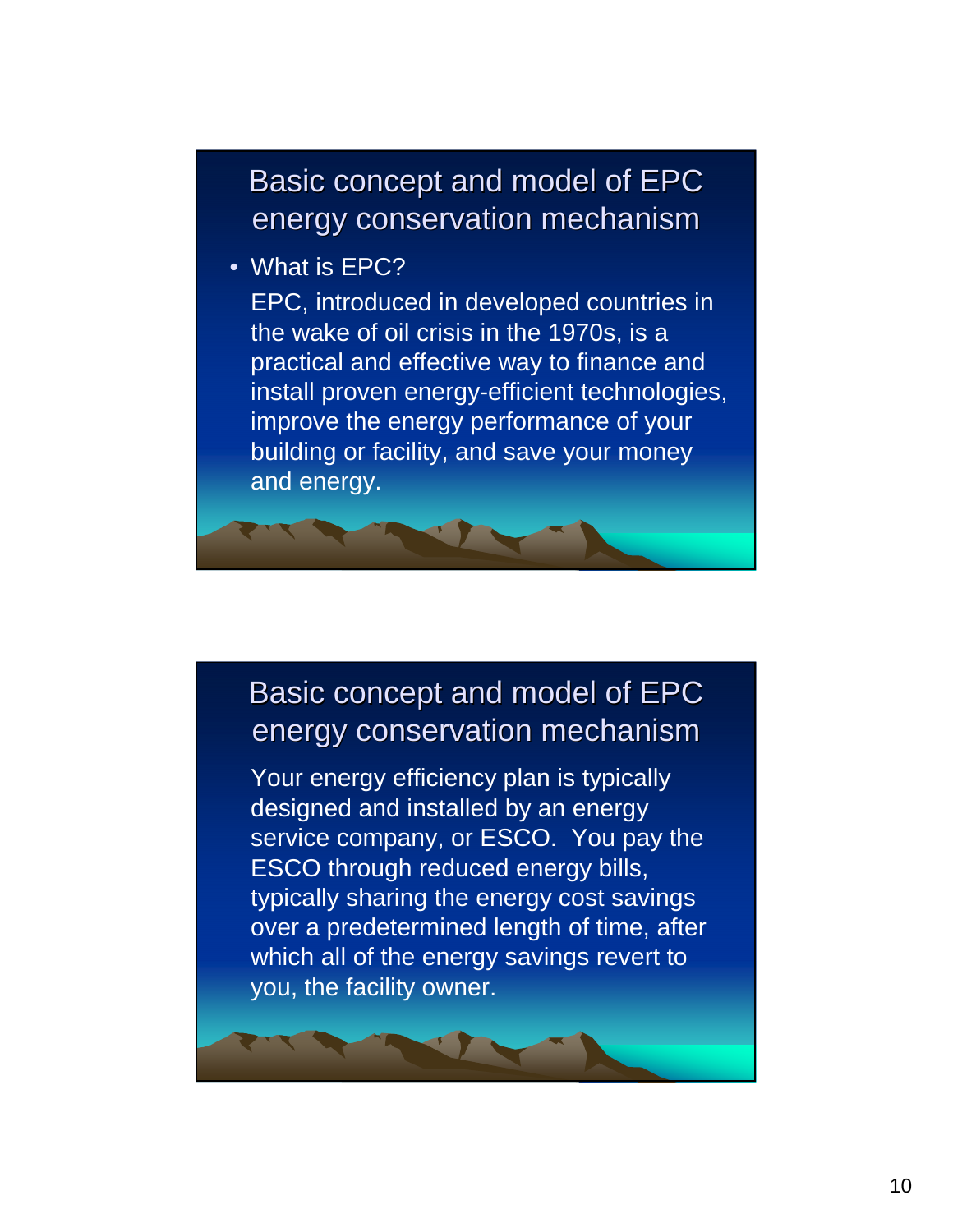## Basic concept and model of EPC energy conservation mechanism

- What is EPC?

EPC, introduced in developed countries in the wake of oil crisis in the 1970s, is a practical and effective way to finance and install proven energy-efficient technologies, improve the energy performance of your building or facility, and save your money and energy.

## Basic concept and model of EPC energy conservation mechanism

Your energy efficiency plan is typically designed and installed by an energy service company, or ESCO. You pay the ESCO through reduced energy bills, typically sharing the energy cost savings over a predetermined length of time, after which all of the energy savings revert to you, the facility owner.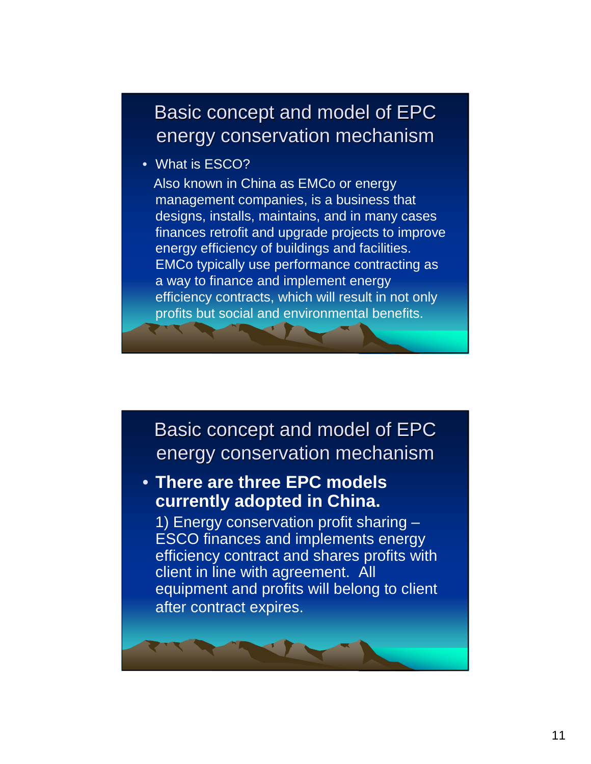## Basic concept and model of EPC energy conservation mechanism

- What is ESCO?

  Also known in China as EMCo or energy management companies, is a business that designs, installs, maintains, and in many cases finances retrofit and upgrade projects to improve energy efficiency of buildings and facilities. EMCo typically use performance contracting as a way to finance and implement energy efficiency contracts, which will result in not only profits but social and environmental benefits.

## Basic concept and model of EPC energy conservation mechanism

- **There are three EPC models currently adopted in China.**

  1) Energy conservation profit sharing – ESCO finances and implements energy efficiency contract and shares profits with client in line with agreement. All equipment and profits will belong to client after contract expires.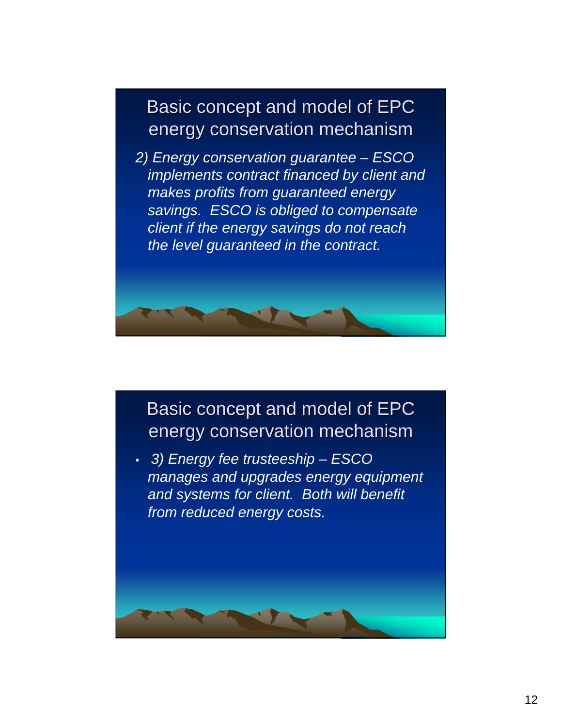## Basic concept and model of EPC energy conservation mechanism

*2) Energy conservation guarantee – ESCO implements contract financed by client and makes profits from guaranteed energy savings. ESCO is obliged to compensate client if the energy savings do not reach the level guaranteed in the contract.*

## Basic concept and model of EPC energy conservation mechanism

- *3) Energy fee trusteeship – ESCO manages and upgrades energy equipment and systems for client. Both will benefit from reduced energy costs.*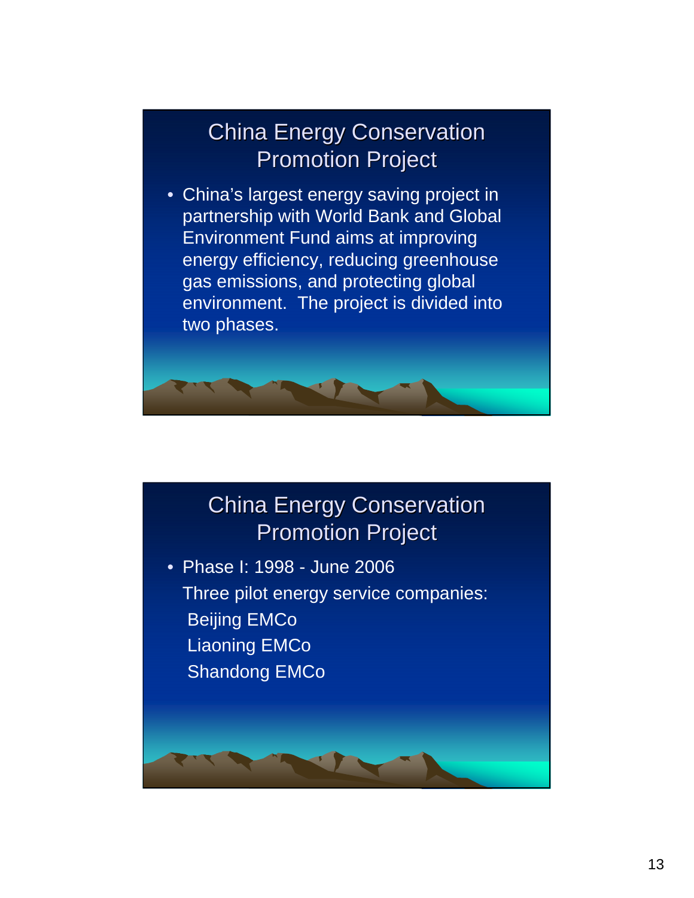## China Energy Conservation Promotion Project

- China's largest energy saving project in partnership with World Bank and Global Environment Fund aims at improving energy efficiency, reducing greenhouse gas emissions, and protecting global environment. The project is divided into two phases.

## China Energy Conservation Promotion Project

- Phase I: 1998 - June 2006

  Three pilot energy service companies:

  Beijing EMCo

  Liaoning EMCo

  Shandong EMCo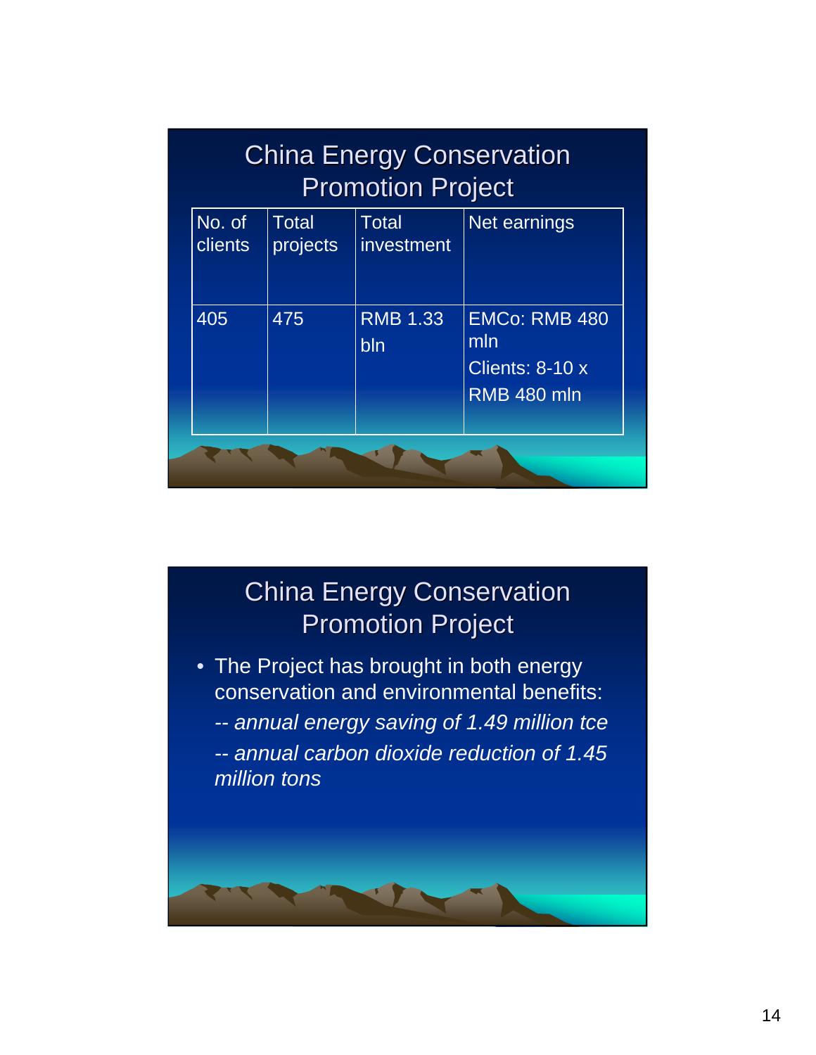## China Energy Conservation Promotion Project

| No. of clients | Total projects | Total investment | Net earnings |
|---|---|---|---|
| 405 | 475 | RMB 1.33 bln | EMCo: RMB 480 mln<br>Clients: 8-10 x RMB 480 mln |

## China Energy Conservation Promotion Project

- The Project has brought in both energy conservation and environmental benefits:

  -- *annual energy saving of 1.49 million tce*

  -- *annual carbon dioxide reduction of 1.45 million tons*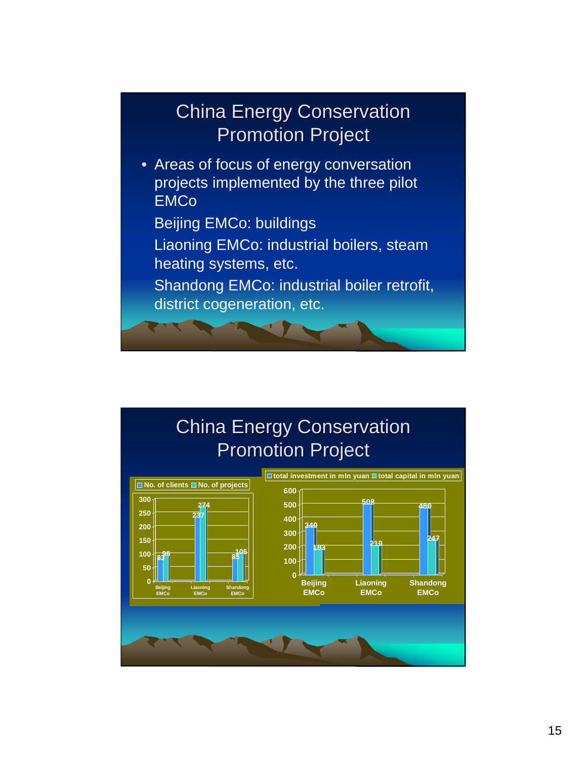# China Energy Conservation Promotion Project

- Areas of focus of energy conversation projects implemented by the three pilot EMCo

  Beijing EMCo: buildings

  Liaoning EMCo: industrial boilers, steam heating systems, etc.

  Shandong EMCo: industrial boiler retrofit, district cogeneration, etc.

# China Energy Conservation Promotion Project

No. of clients
No. of projects

300
250
200
150
100
50
0

83
86
237
274
85
105

Beijing EMCo
Liaoning EMCo
Shandong EMCo

total investment in mln yuan
total capital in mln yuan

600
500
400
300
200
100
0

340
183
508
210
480
247

Beijing EMCo
Liaoning EMCo
Shandong EMCo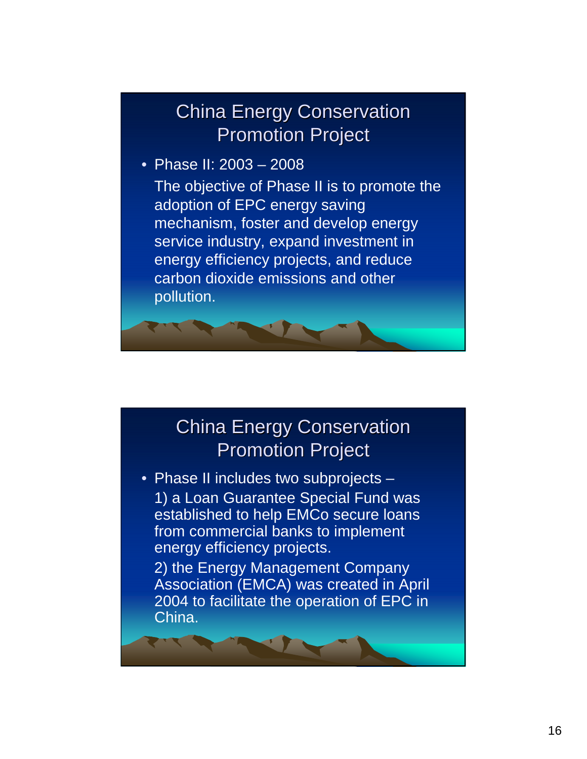## China Energy Conservation Promotion Project

- Phase II: 2003 – 2008

  The objective of Phase II is to promote the adoption of EPC energy saving mechanism, foster and develop energy service industry, expand investment in energy efficiency projects, and reduce carbon dioxide emissions and other pollution.

## China Energy Conservation Promotion Project

- Phase II includes two subprojects –

  1) a Loan Guarantee Special Fund was established to help EMCo secure loans from commercial banks to implement energy efficiency projects.

  2) the Energy Management Company Association (EMCA) was created in April 2004 to facilitate the operation of EPC in China.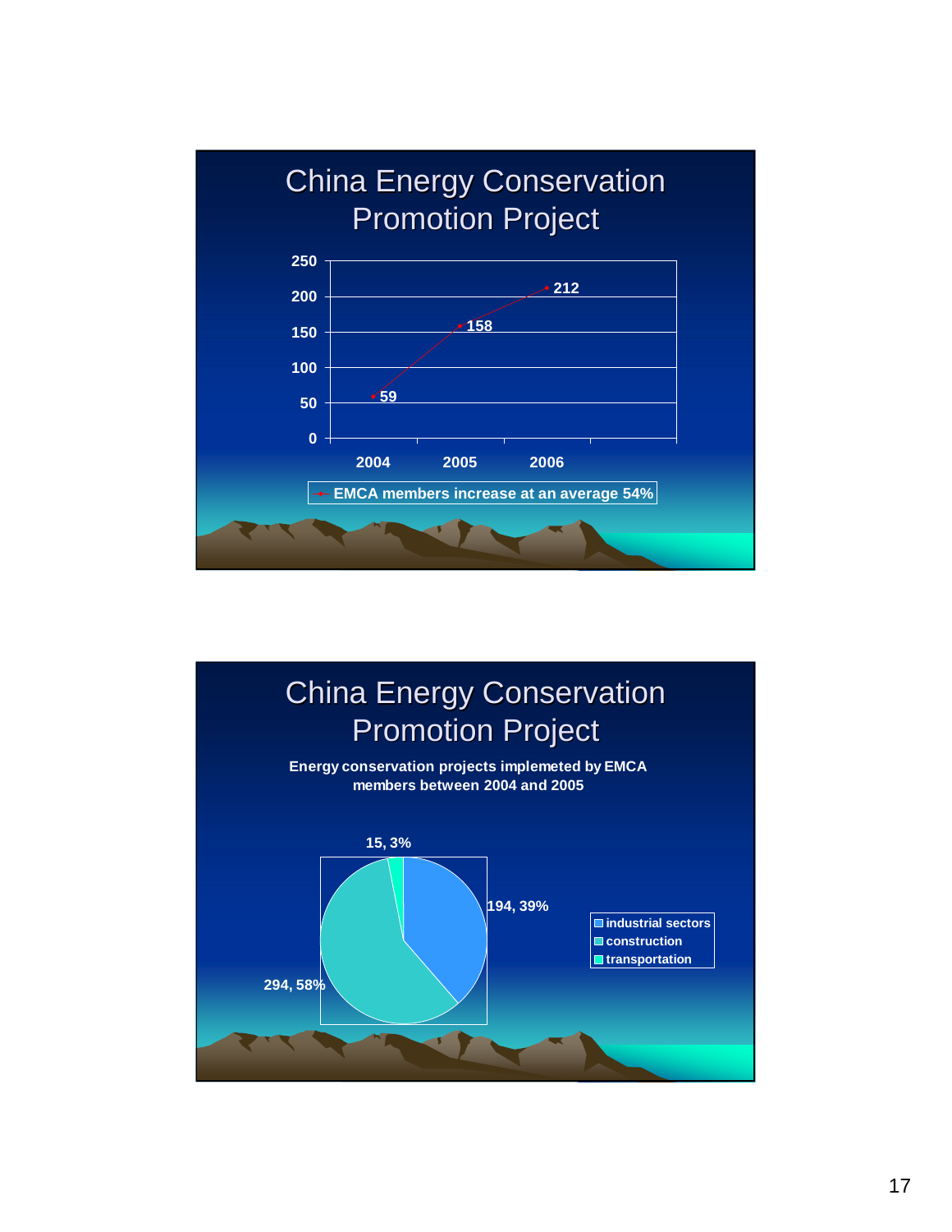# China Energy Conservation Promotion Project

250
200
150
100
50
0

59
158
212

2004
2005
2006

EMCA members increase at an average 54%

# China Energy Conservation Promotion Project

Energy conservation projects implemeted by EMCA members between 2004 and 2005

15, 3%
194, 39%
294, 58%

industrial sectors
construction
transportation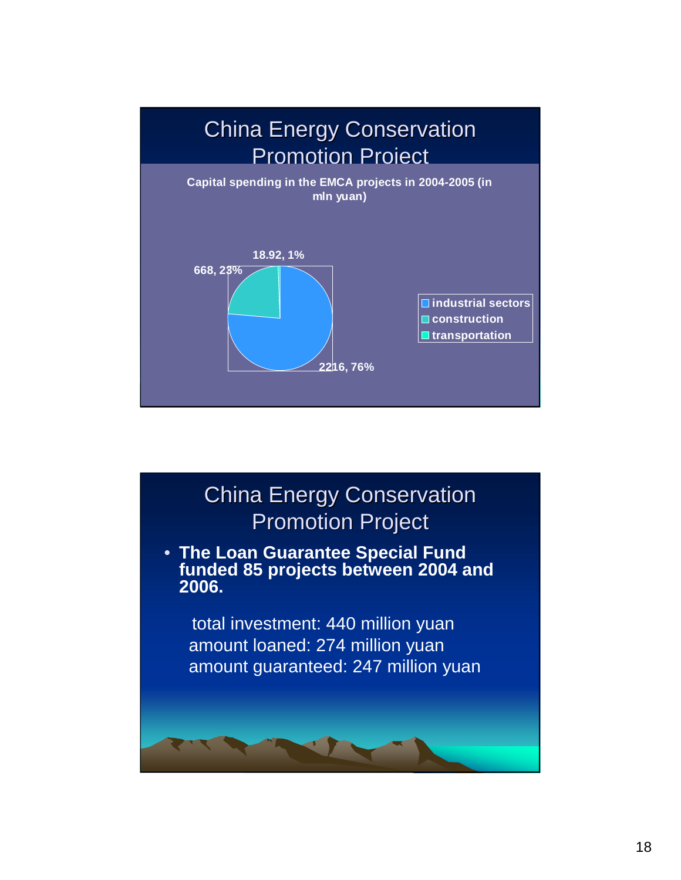## China Energy Conservation Promotion Project

**Capital spending in the EMCA projects in 2004-2005 (in mln yuan)**

18.92, 1%

668, 23%

2216, 76%

industrial sectors

construction

transportation

## China Energy Conservation Promotion Project

- **The Loan Guarantee Special Fund funded 85 projects between 2004 and 2006.**

total investment: 440 million yuan
amount loaned: 274 million yuan
amount guaranteed: 247 million yuan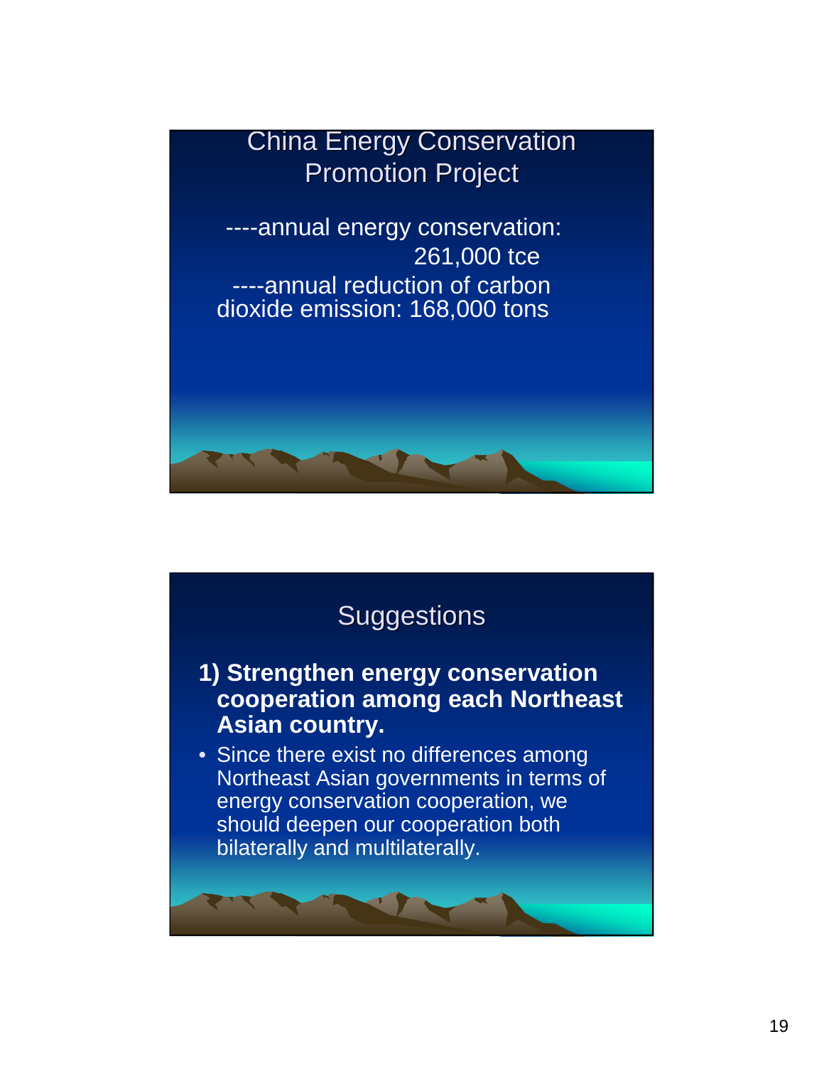## China Energy Conservation Promotion Project

----annual energy conservation: 261,000 tce

----annual reduction of carbon dioxide emission: 168,000 tons

## Suggestions

**1) Strengthen energy conservation cooperation among each Northeast Asian country.**

- Since there exist no differences among Northeast Asian governments in terms of energy conservation cooperation, we should deepen our cooperation both bilaterally and multilaterally.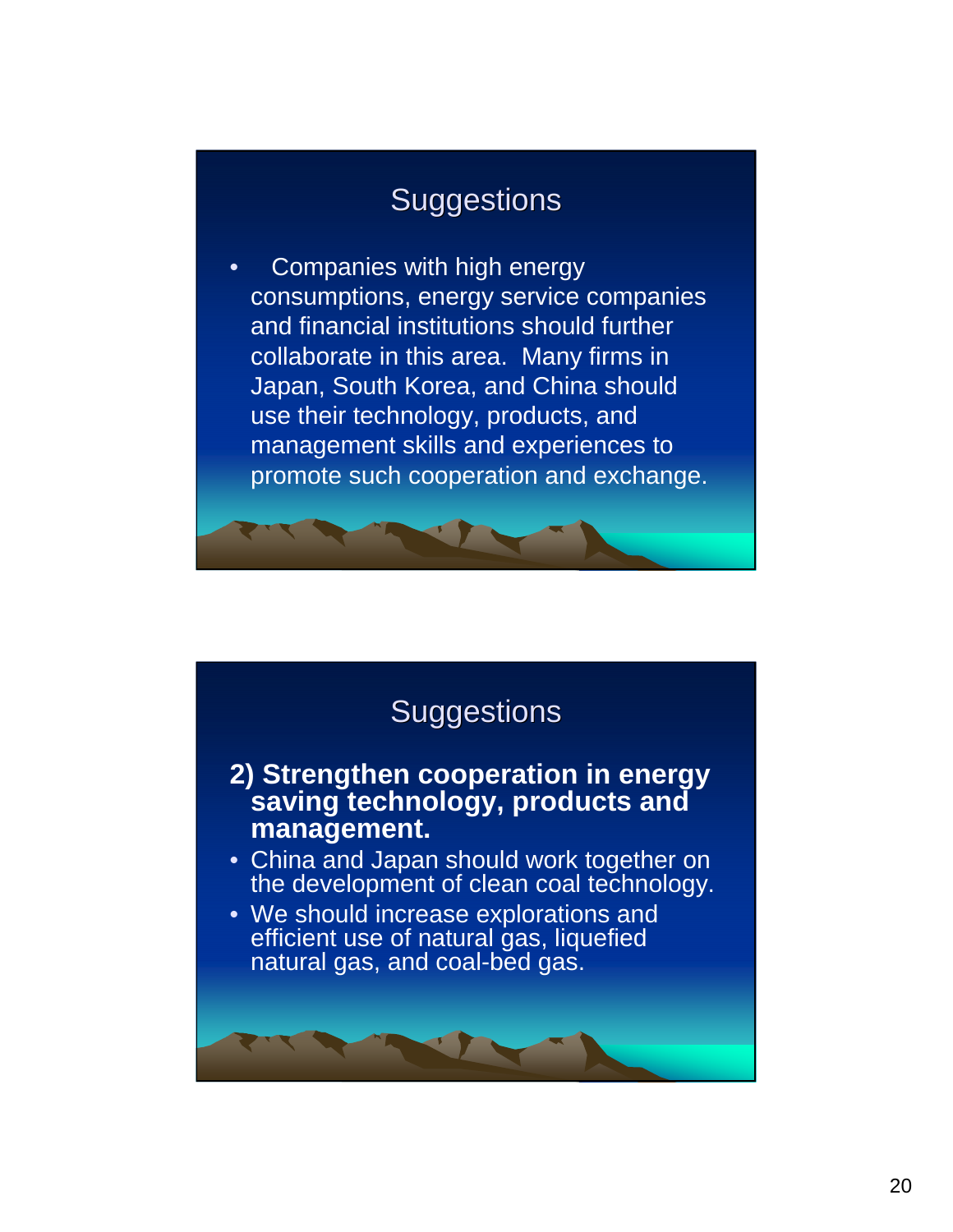## Suggestions

- Companies with high energy consumptions, energy service companies and financial institutions should further collaborate in this area. Many firms in Japan, South Korea, and China should use their technology, products, and management skills and experiences to promote such cooperation and exchange.

## Suggestions

**2) Strengthen cooperation in energy saving technology, products and management.**

- China and Japan should work together on the development of clean coal technology.
- We should increase explorations and efficient use of natural gas, liquefied natural gas, and coal-bed gas.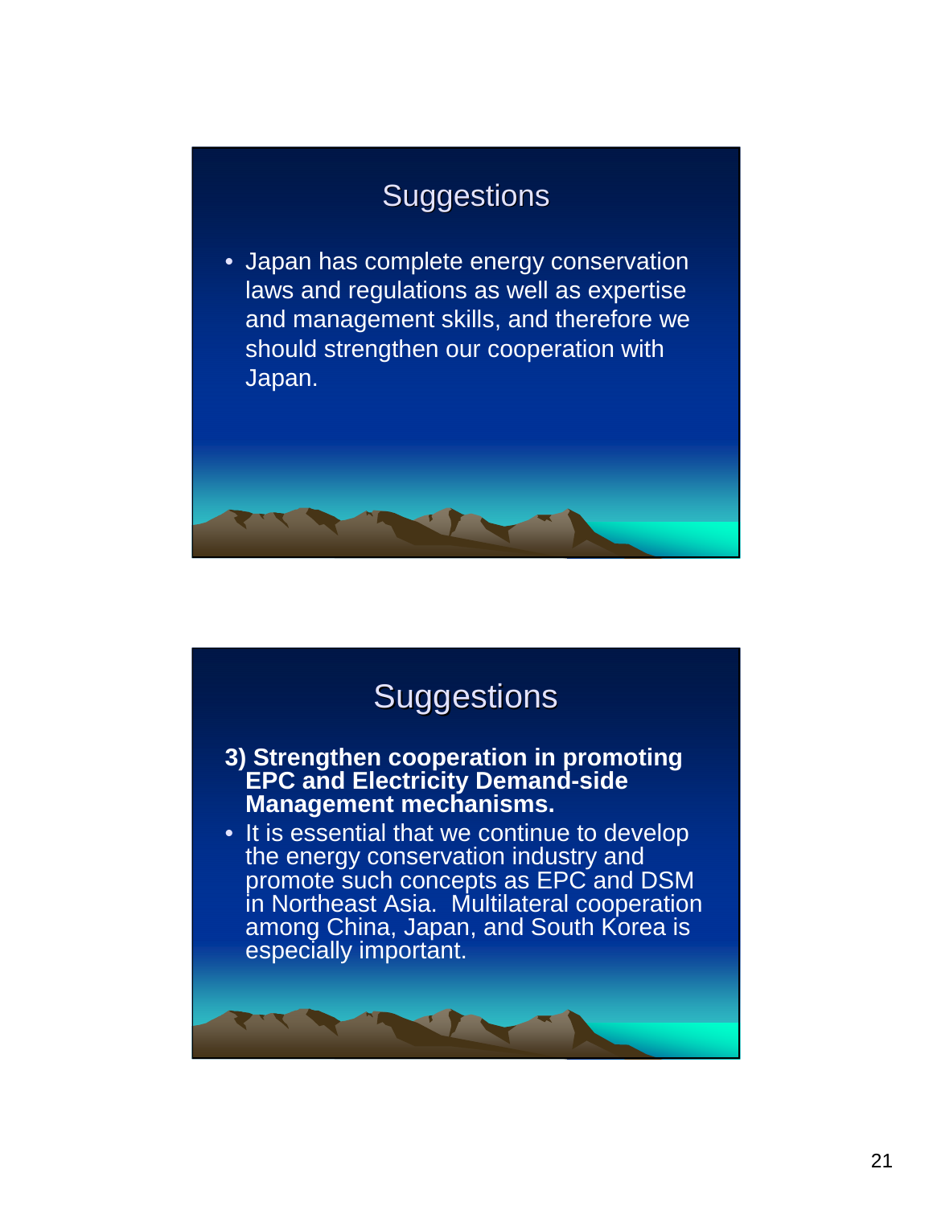## Suggestions

- Japan has complete energy conservation laws and regulations as well as expertise and management skills, and therefore we should strengthen our cooperation with Japan.

## Suggestions

**3) Strengthen cooperation in promoting EPC and Electricity Demand-side Management mechanisms.**

- It is essential that we continue to develop the energy conservation industry and promote such concepts as EPC and DSM in Northeast Asia. Multilateral cooperation among China, Japan, and South Korea is especially important.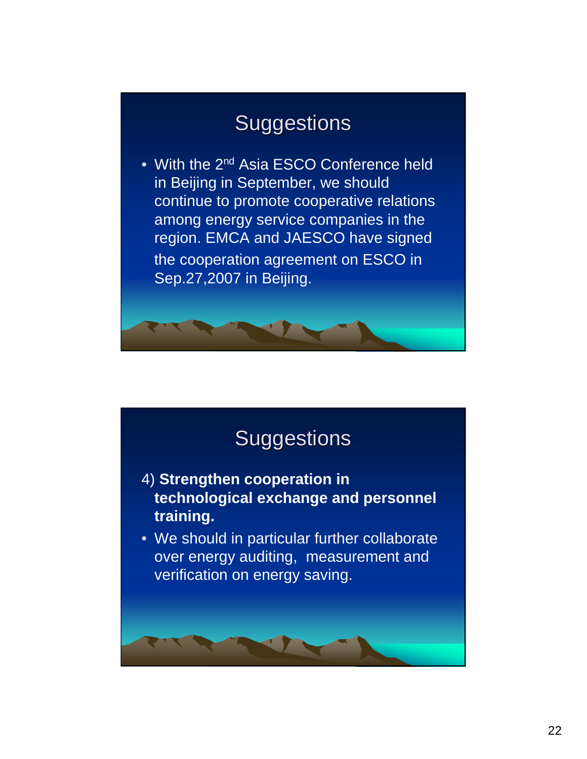## Suggestions

- With the 2nd Asia ESCO Conference held in Beijing in September, we should continue to promote cooperative relations among energy service companies in the region. EMCA and JAESCO have signed the cooperation agreement on ESCO in Sep.27,2007 in Beijing.

## Suggestions

4) **Strengthen cooperation in technological exchange and personnel training.**

- We should in particular further collaborate over energy auditing, measurement and verification on energy saving.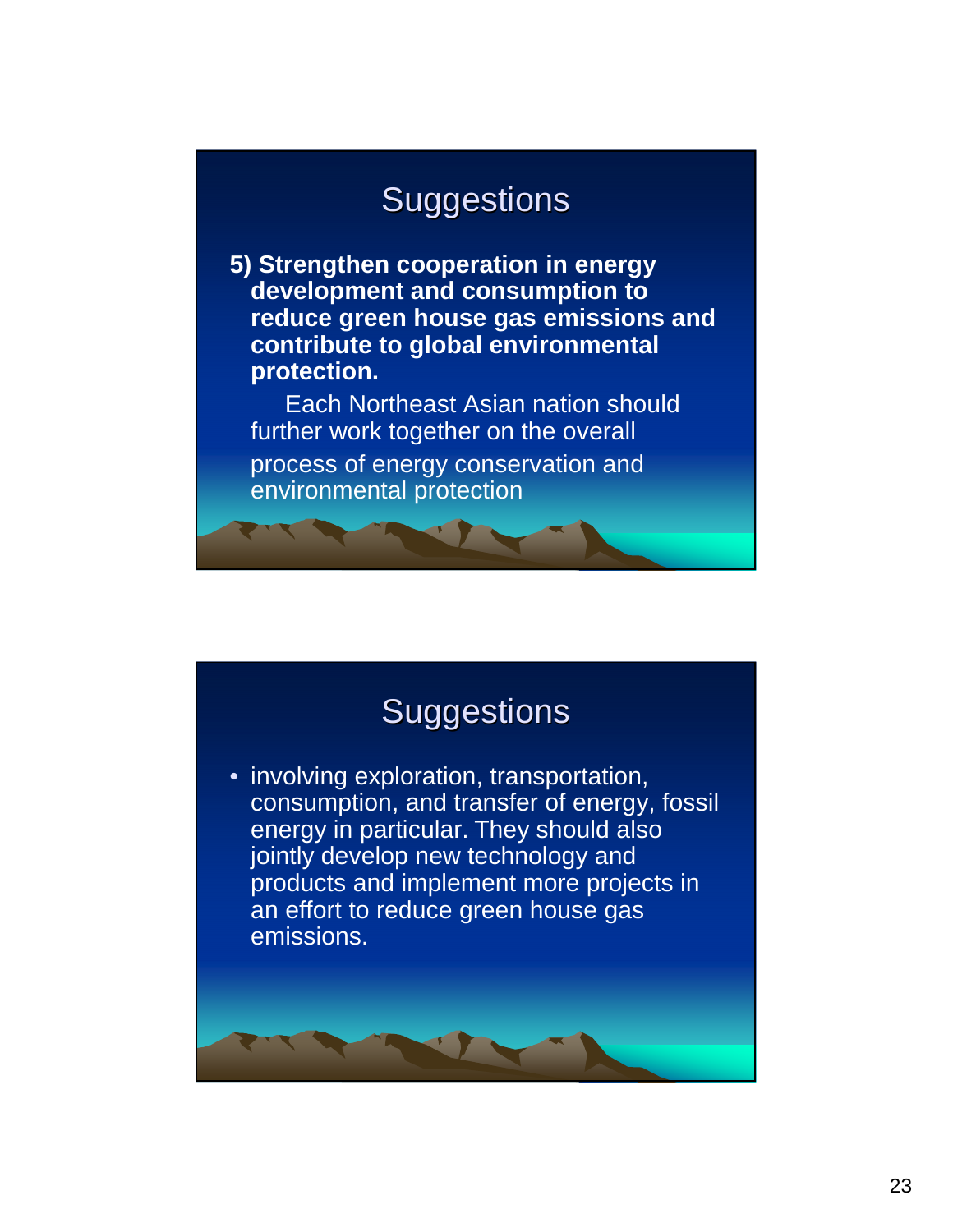## Suggestions

**5) Strengthen cooperation in energy development and consumption to reduce green house gas emissions and contribute to global environmental protection.**

Each Northeast Asian nation should further work together on the overall process of energy conservation and environmental protection

## Suggestions

- involving exploration, transportation, consumption, and transfer of energy, fossil energy in particular. They should also jointly develop new technology and products and implement more projects in an effort to reduce green house gas emissions.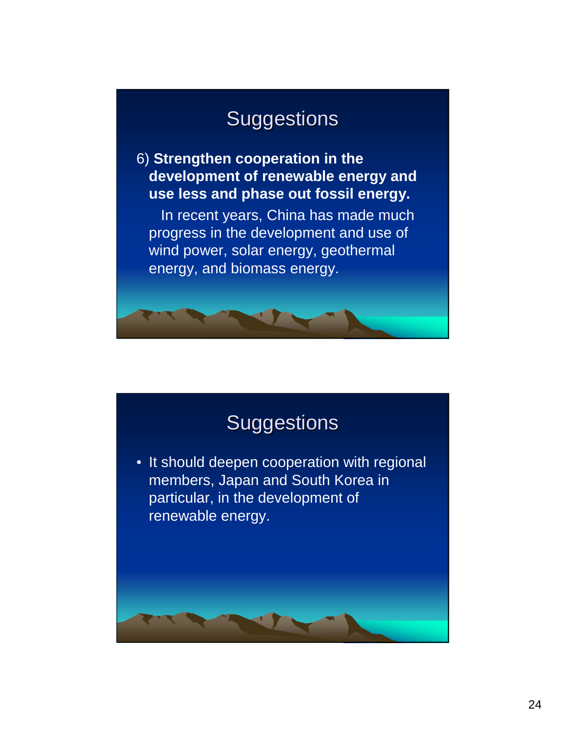# Suggestions

6) **Strengthen cooperation in the development of renewable energy and use less and phase out fossil energy.**

In recent years, China has made much progress in the development and use of wind power, solar energy, geothermal energy, and biomass energy.

# Suggestions

- It should deepen cooperation with regional members, Japan and South Korea in particular, in the development of renewable energy.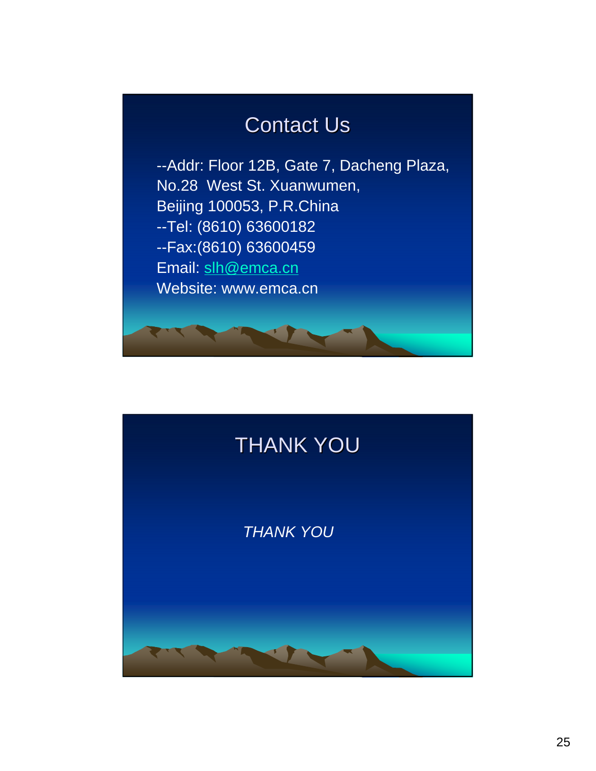# Contact Us

--Addr: Floor 12B, Gate 7, Dacheng Plaza, No.28 West St. Xuanwumen, Beijing 100053, P.R.China
--Tel: (8610) 63600182
--Fax:(8610) 63600459
Email: slh@emca.cn
Website: www.emca.cn

# THANK YOU

*THANK YOU*